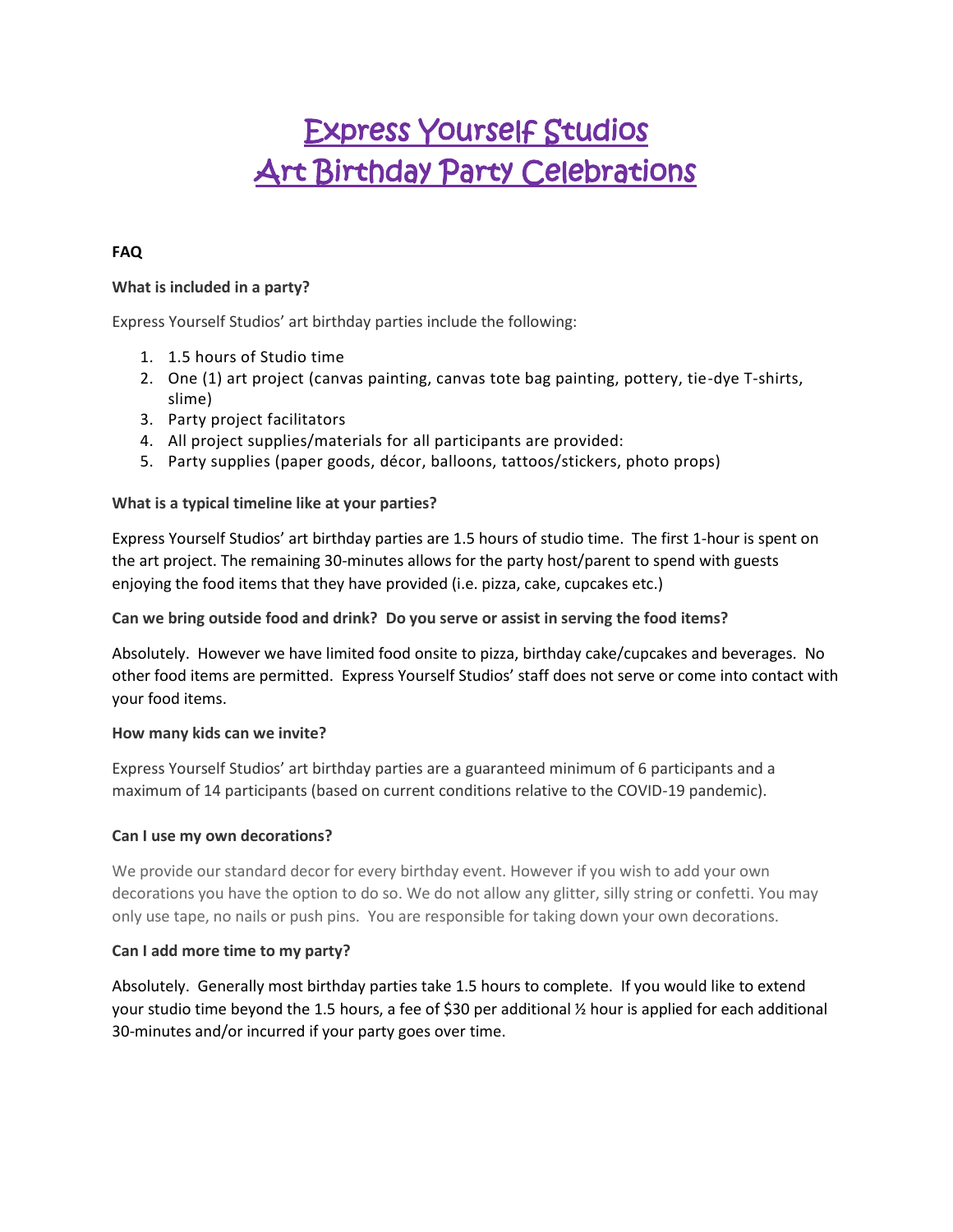# Express Yourself Studios
# Art Birthday Party Celebrations

**FAQ**

**What is included in a party?**

Express Yourself Studios' art birthday parties include the following:

1. 1.5 hours of Studio time
2. One (1) art project (canvas painting, canvas tote bag painting, pottery, tie-dye T-shirts, slime)
3. Party project facilitators
4. All project supplies/materials for all participants are provided:
5. Party supplies (paper goods, décor, balloons, tattoos/stickers, photo props)

**What is a typical timeline like at your parties?**

Express Yourself Studios' art birthday parties are 1.5 hours of studio time. The first 1-hour is spent on the art project. The remaining 30-minutes allows for the party host/parent to spend with guests enjoying the food items that they have provided (i.e. pizza, cake, cupcakes etc.)

**Can we bring outside food and drink? Do you serve or assist in serving the food items?**

Absolutely. However we have limited food onsite to pizza, birthday cake/cupcakes and beverages. No other food items are permitted. Express Yourself Studios' staff does not serve or come into contact with your food items.

**How many kids can we invite?**

Express Yourself Studios' art birthday parties are a guaranteed minimum of 6 participants and a maximum of 14 participants (based on current conditions relative to the COVID-19 pandemic).

**Can I use my own decorations?**

We provide our standard decor for every birthday event. However if you wish to add your own decorations you have the option to do so. We do not allow any glitter, silly string or confetti. You may only use tape, no nails or push pins. You are responsible for taking down your own decorations.

**Can I add more time to my party?**

Absolutely. Generally most birthday parties take 1.5 hours to complete. If you would like to extend your studio time beyond the 1.5 hours, a fee of $30 per additional ½ hour is applied for each additional 30-minutes and/or incurred if your party goes over time.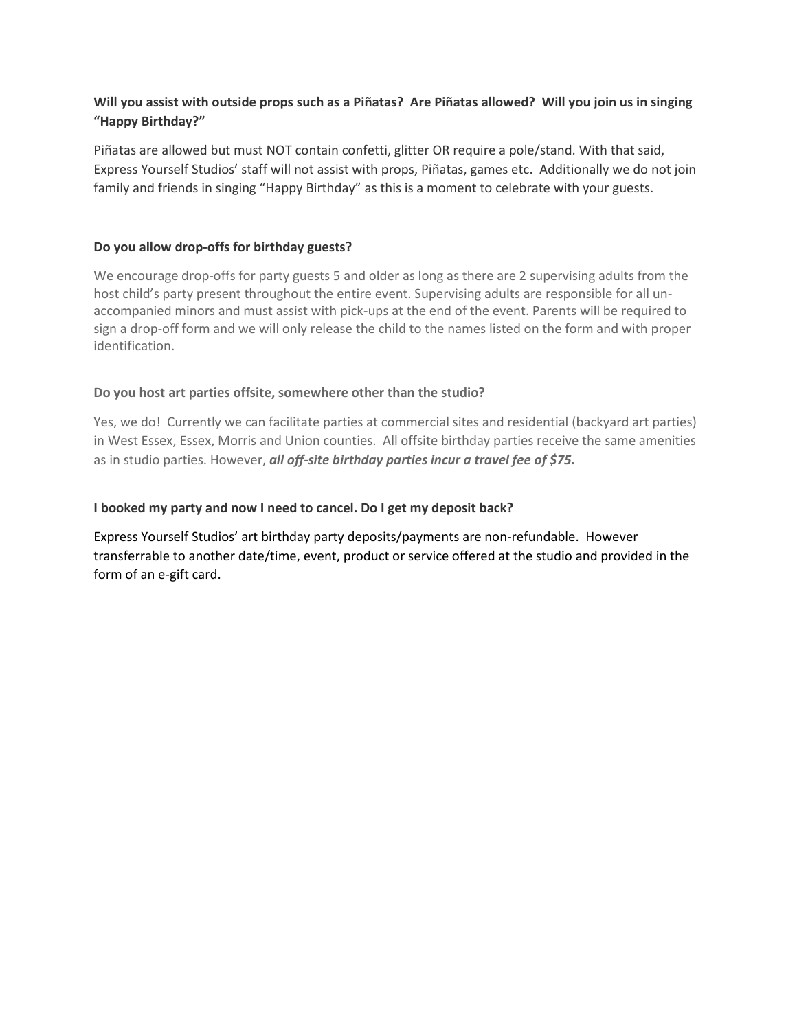**Will you assist with outside props such as a Piñatas? Are Piñatas allowed? Will you join us in singing "Happy Birthday?"**

Piñatas are allowed but must NOT contain confetti, glitter OR require a pole/stand. With that said, Express Yourself Studios' staff will not assist with props, Piñatas, games etc. Additionally we do not join family and friends in singing "Happy Birthday" as this is a moment to celebrate with your guests.

**Do you allow drop-offs for birthday guests?**

We encourage drop-offs for party guests 5 and older as long as there are 2 supervising adults from the host child's party present throughout the entire event. Supervising adults are responsible for all un-accompanied minors and must assist with pick-ups at the end of the event. Parents will be required to sign a drop-off form and we will only release the child to the names listed on the form and with proper identification.

**Do you host art parties offsite, somewhere other than the studio?**

Yes, we do! Currently we can facilitate parties at commercial sites and residential (backyard art parties) in West Essex, Essex, Morris and Union counties. All offsite birthday parties receive the same amenities as in studio parties. However, ***all off-site birthday parties incur a travel fee of $75.***

**I booked my party and now I need to cancel. Do I get my deposit back?**

Express Yourself Studios' art birthday party deposits/payments are non-refundable. However transferrable to another date/time, event, product or service offered at the studio and provided in the form of an e-gift card.